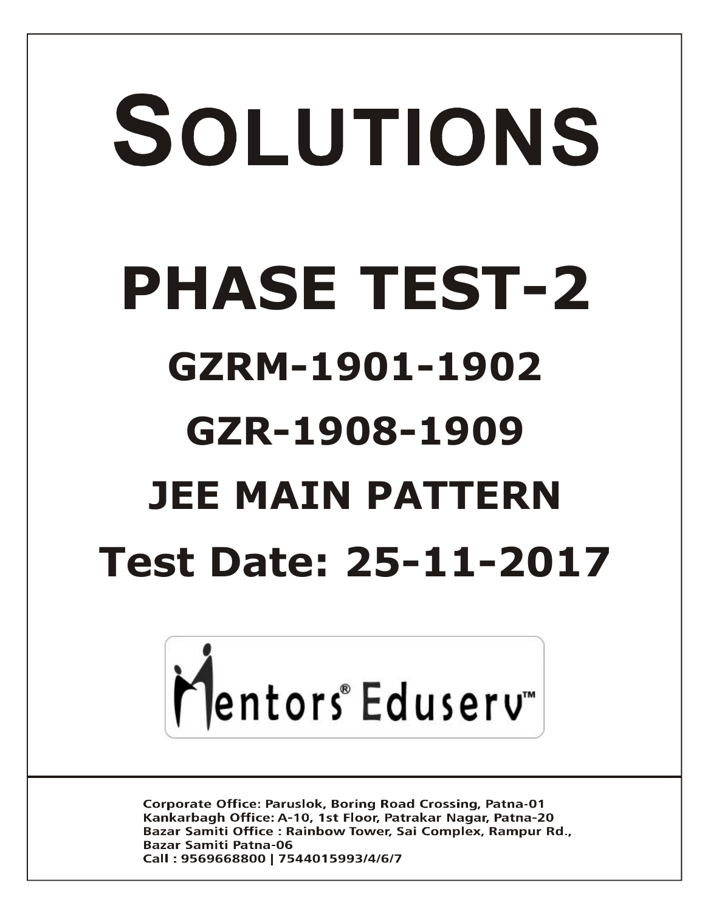# SOLUTIONS

# PHASE TEST-2

## GZRM-1901-1902

## GZR-1908-1909

## JEE MAIN PATTERN

## Test Date: 25-11-2017

Mentors® Eduserv™

**Corporate Office: Paruslok, Boring Road Crossing, Patna-01**
**Kankarbagh Office: A-10, 1st Floor, Patrakar Nagar, Patna-20**
**Bazar Samiti Office : Rainbow Tower, Sai Complex, Rampur Rd., Bazar Samiti Patna-06**
**Call : 9569668800 | 7544015993/4/6/7**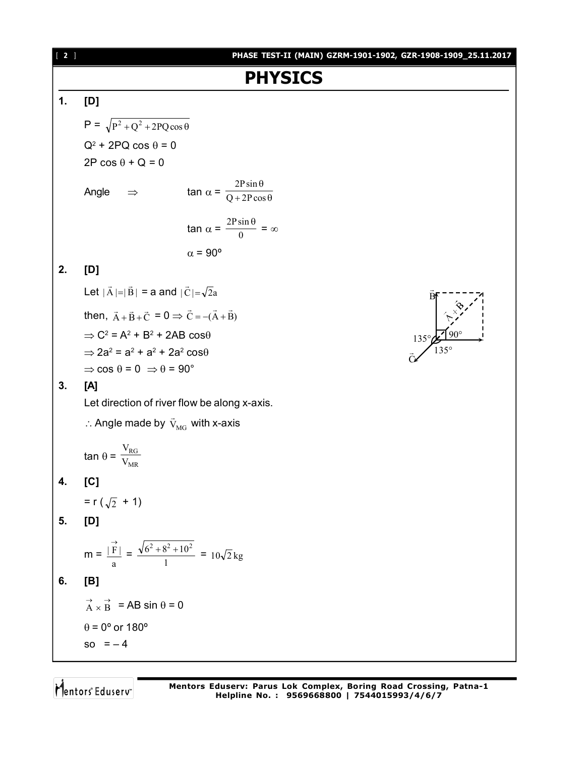# PHYSICS

**1.** **[D]**

$P = \sqrt{P^2 + Q^2 + 2PQ\cos\theta}$

$Q^2 + 2PQ \cos\theta = 0$

$2P \cos\theta + Q = 0$

Angle $\Rightarrow$ $\tan\alpha = \dfrac{2P\sin\theta}{Q + 2P\cos\theta}$

$\tan\alpha = \dfrac{2P\sin\theta}{0} = \infty$

$\alpha = 90°$

**2.** **[D]**

Let $|\vec{A}| = |\vec{B}|$ = a and $|\vec{C}| = \sqrt{2}a$

then, $\vec{A} + \vec{B} + \vec{C} = 0 \Rightarrow \vec{C} = -(\vec{A} + \vec{B})$

$\Rightarrow C^2 = A^2 + B^2 + 2AB \cos\theta$

$\Rightarrow 2a^2 = a^2 + a^2 + 2a^2 \cos\theta$

$\Rightarrow \cos\theta = 0 \Rightarrow \theta = 90°$

**3.** **[A]**

Let direction of river flow be along x-axis.

$\therefore$ Angle made by $\vec{V}_{MG}$ with x-axis

$\tan\theta = \dfrac{V_{RG}}{V_{MR}}$

**4.** **[C]**

$= r(\sqrt{2} + 1)$

**5.** **[D]**

$m = \dfrac{|\vec{F}|}{a} = \dfrac{\sqrt{6^2 + 8^2 + 10^2}}{1} = 10\sqrt{2}\,\text{kg}$

**6.** **[B]**

$\vec{A} \times \vec{B} = AB \sin\theta = 0$

$\theta = 0°$ or $180°$

so $= -4$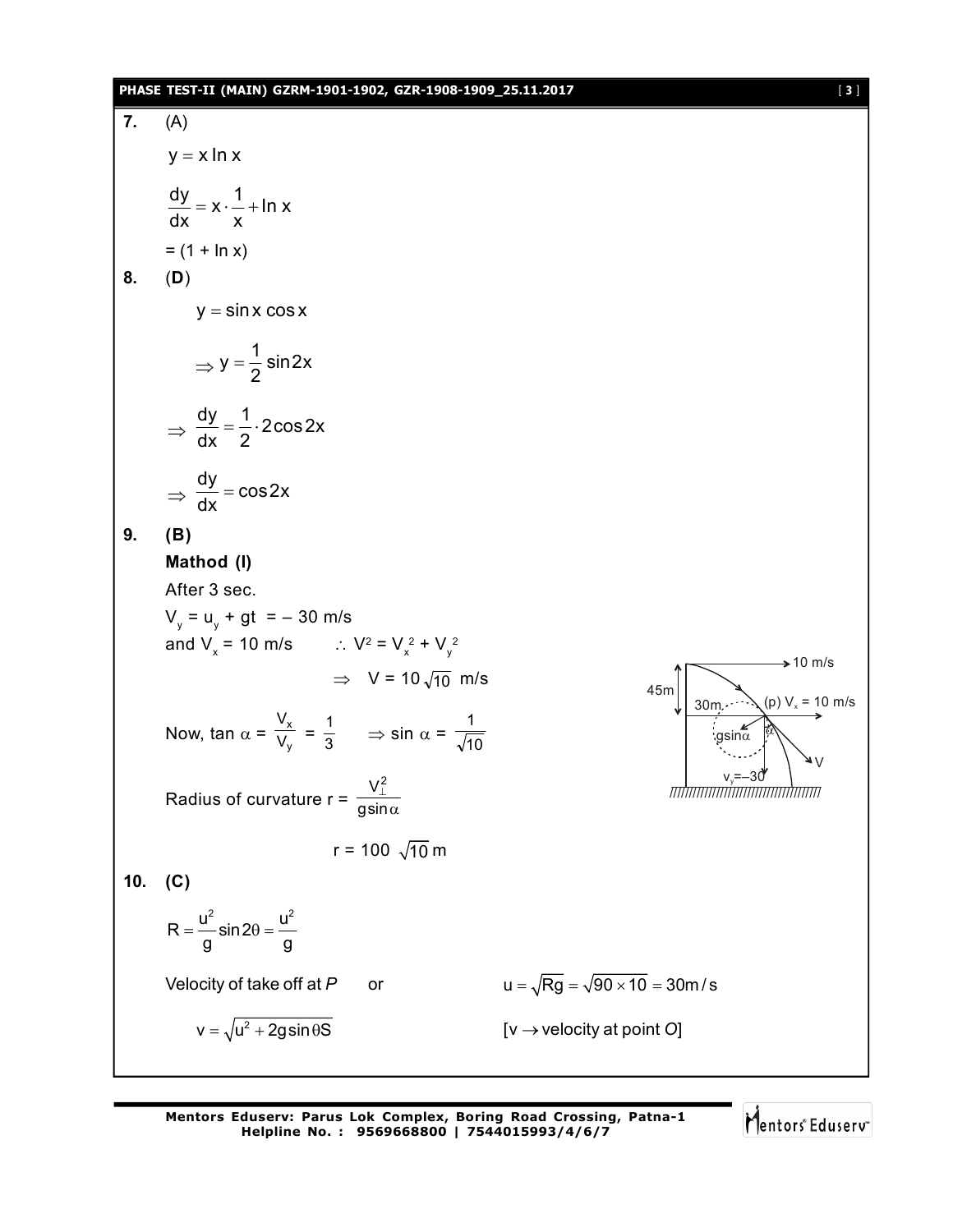**7.** (A)

$$y = x \ln x$$

$$\frac{dy}{dx} = x \cdot \frac{1}{x} + \ln x$$

$= (1 + \ln x)$

**8.** (**D**)

$$y = \sin x \cos x$$

$$\Rightarrow y = \frac{1}{2}\sin 2x$$

$$\Rightarrow \frac{dy}{dx} = \frac{1}{2} \cdot 2\cos 2x$$

$$\Rightarrow \frac{dy}{dx} = \cos 2x$$

**9. (B)**

**Mathod (I)**

After 3 sec.

$V_y = u_y + gt = -30$ m/s

and $V_x = 10$ m/s $\quad \therefore V^2 = V_x^2 + V_y^2$

$$\Rightarrow V = 10\sqrt{10} \text{ m/s}$$

Now, $\tan \alpha = \frac{V_x}{V_y} = \frac{1}{3} \quad \Rightarrow \sin \alpha = \frac{1}{\sqrt{10}}$

Radius of curvature $r = \frac{V_\perp^2}{g\sin\alpha}$

$$r = 100\sqrt{10} \text{ m}$$

(Figure labels: 10 m/s; 45m; 30m; (p) $V_x = 10$ m/s; $g\sin\alpha$; $\alpha$; $V$; $v_y = -30$)

**10. (C)**

$$R = \frac{u^2}{g}\sin 2\theta = \frac{u^2}{g}$$

Velocity of take off at *P* $\quad$ or $\quad u = \sqrt{Rg} = \sqrt{90 \times 10} = 30 \text{m/s}$

$$v = \sqrt{u^2 + 2g\sin\theta S} \qquad [v \rightarrow \text{velocity at point } O]$$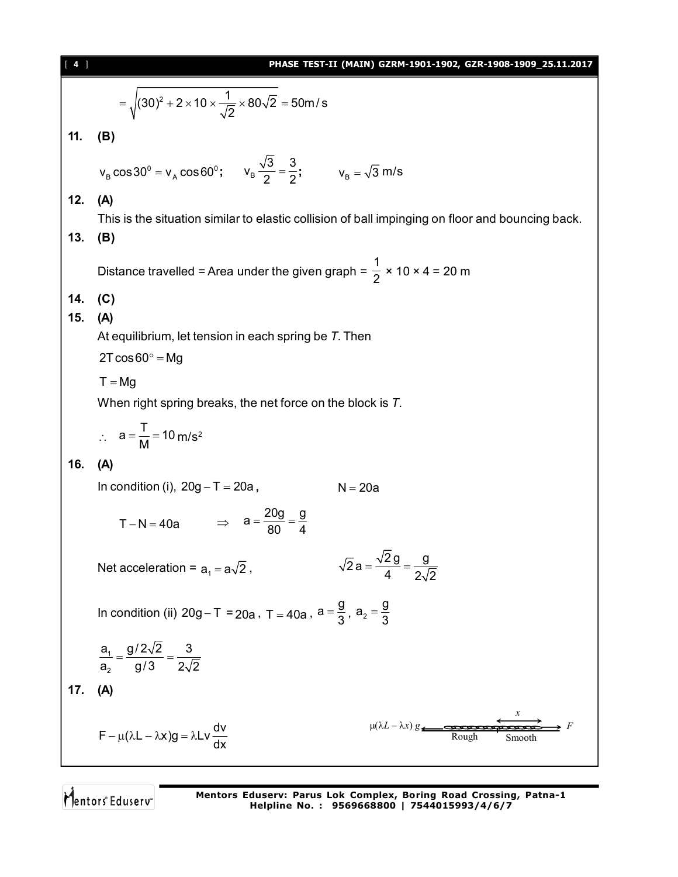$$= \sqrt{(30)^2 + 2 \times 10 \times \frac{1}{\sqrt{2}} \times 80\sqrt{2}} = 50\text{m/s}$$

**11. (B)**

$v_B \cos 30^0 = v_A \cos 60^0$; $\quad v_B \frac{\sqrt{3}}{2} = \frac{3}{2}$; $\quad v_B = \sqrt{3}$ m/s

**12. (A)**

This is the situation similar to elastic collision of ball impinging on floor and bouncing back.

**13. (B)**

Distance travelled = Area under the given graph = $\frac{1}{2} \times 10 \times 4 = 20$ m

**14. (C)**

**15. (A)**

At equilibrium, let tension in each spring be *T*. Then

$2T\cos 60^\circ = Mg$

$T = Mg$

When right spring breaks, the net force on the block is *T*.

$\therefore \quad a = \frac{T}{M} = 10 \text{ m/s}^2$

**16. (A)**

In condition (i), $20g - T = 20a$, $\qquad N = 20a$

$T - N = 40a \qquad \Rightarrow \quad a = \frac{20g}{80} = \frac{g}{4}$

Net acceleration = $a_1 = a\sqrt{2}$, $\qquad \sqrt{2}a = \frac{\sqrt{2}g}{4} = \frac{g}{2\sqrt{2}}$

In condition (ii) $20g - T = 20a$, $T = 40a$, $a = \frac{g}{3}$, $a_2 = \frac{g}{3}$

$\frac{a_1}{a_2} = \frac{g/2\sqrt{2}}{g/3} = \frac{3}{2\sqrt{2}}$

**17. (A)**

$F - \mu(\lambda L - \lambda x)g = \lambda L v \frac{dv}{dx}$

$\mu(\lambda L - \lambda x)g$ ← Rough | Smooth → $F$ ($x$)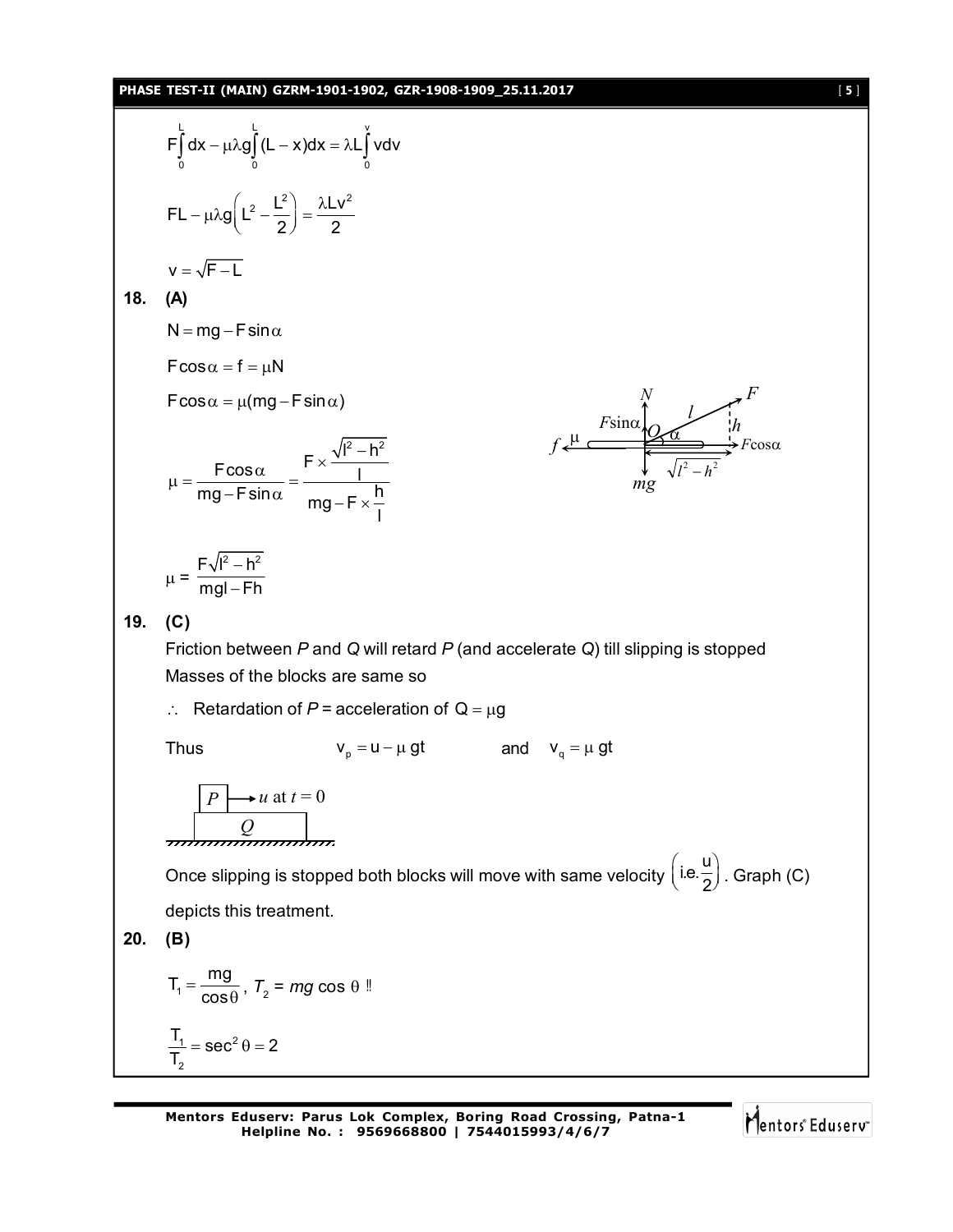$$F\int_0^L dx - \mu\lambda g\int_0^L (L-x)dx = \lambda L\int_0^v v dv$$

$$FL - \mu\lambda g\left(L^2 - \frac{L^2}{2}\right) = \frac{\lambda L v^2}{2}$$

$$v = \sqrt{F-L}$$

**18. (A)**

$$N = mg - F\sin\alpha$$

$$F\cos\alpha = f = \mu N$$

$$F\cos\alpha = \mu(mg - F\sin\alpha)$$

$$\mu = \frac{F\cos\alpha}{mg - F\sin\alpha} = \frac{F \times \frac{\sqrt{l^2-h^2}}{l}}{mg - F \times \frac{h}{l}}$$

$$\mu = \frac{F\sqrt{l^2-h^2}}{mgl - Fh}$$

**19. (C)**

Friction between *P* and *Q* will retard *P* (and accelerate *Q*) till slipping is stopped

Masses of the blocks are same so

$\therefore$ Retardation of *P* = acceleration of $Q = \mu g$

Thus $\quad v_p = u - \mu gt \quad$ and $\quad v_q = \mu gt$

Once slipping is stopped both blocks will move with same velocity $\left(\text{i.e.} \frac{u}{2}\right)$. Graph (C) depicts this treatment.

**20. (B)**

$$T_1 = \frac{mg}{\cos\theta},\ T_2 = mg\cos\theta\ !!$$

$$\frac{T_1}{T_2} = \sec^2\theta = 2$$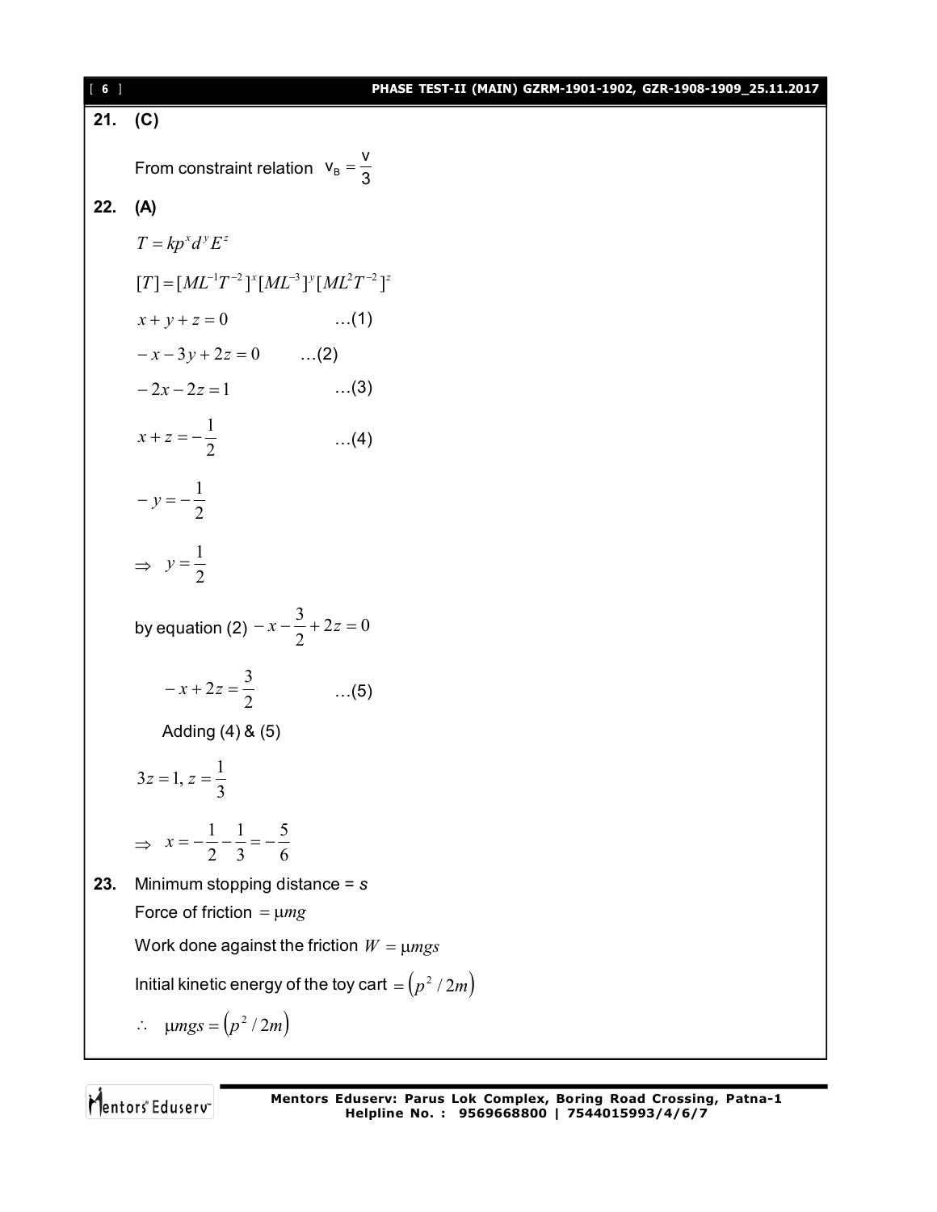**21.** **(C)**

From constraint relation $v_B = \dfrac{v}{3}$

**22.** **(A)**

$T = kp^x d^y E^z$

$[T] = [ML^{-1}T^{-2}]^x [ML^{-3}]^y [ML^2T^{-2}]^z$

$x + y + z = 0$ …(1)

$-x - 3y + 2z = 0$ …(2)

$-2x - 2z = 1$ …(3)

$x + z = -\dfrac{1}{2}$ …(4)

$-y = -\dfrac{1}{2}$

$\Rightarrow \; y = \dfrac{1}{2}$

by equation (2) $-x - \dfrac{3}{2} + 2z = 0$

$-x + 2z = \dfrac{3}{2}$ …(5)

Adding (4) & (5)

$3z = 1, \; z = \dfrac{1}{3}$

$\Rightarrow \; x = -\dfrac{1}{2} - \dfrac{1}{3} = -\dfrac{5}{6}$

**23.** Minimum stopping distance = $s$

Force of friction $= \mu mg$

Work done against the friction $W = \mu mgs$

Initial kinetic energy of the toy cart $= \left(p^2 / 2m\right)$

$\therefore \quad \mu mgs = \left(p^2 / 2m\right)$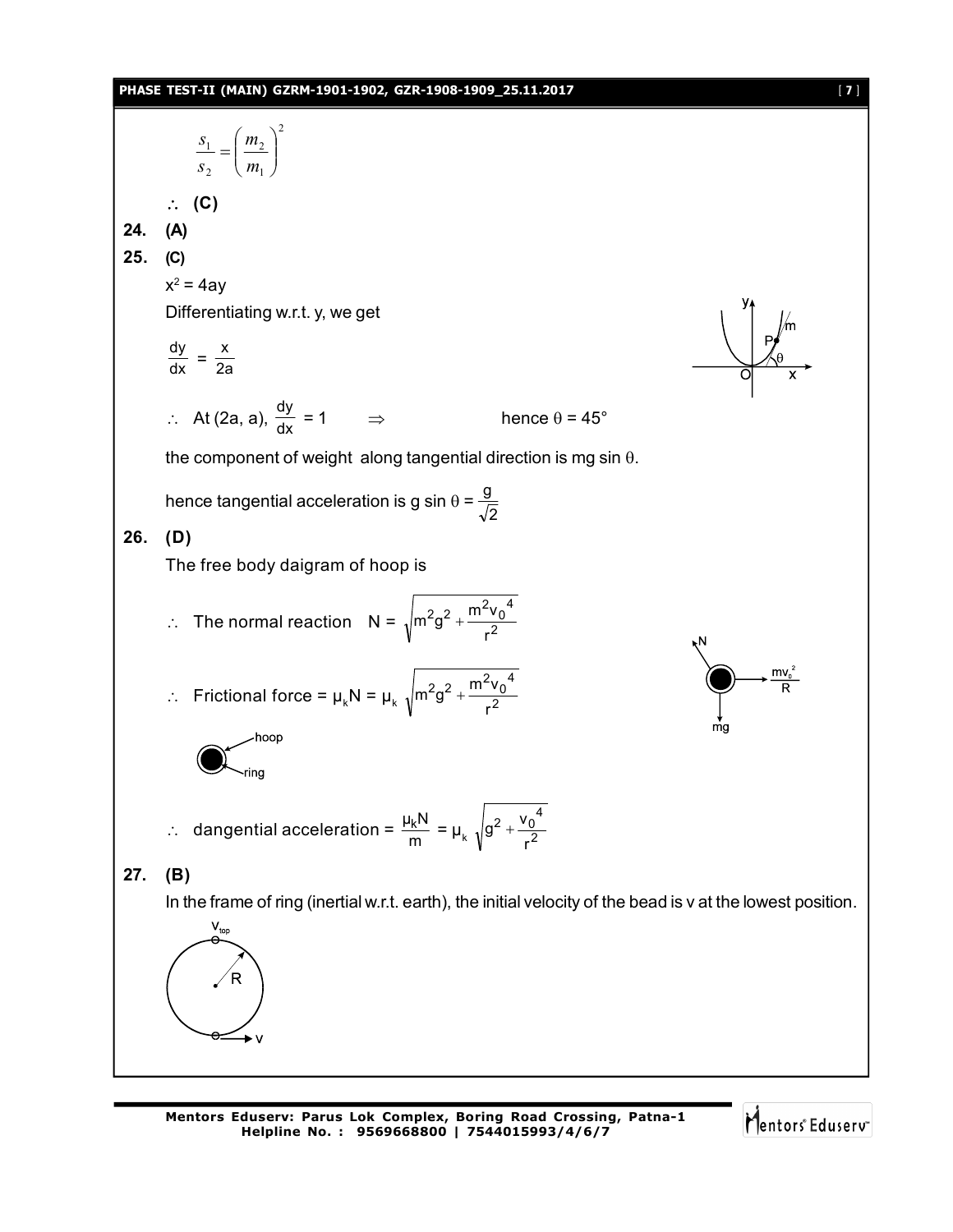$$\frac{s_1}{s_2} = \left(\frac{m_2}{m_1}\right)^2$$

$\therefore$ **(C)**

**24. (A)**

**25. (C)**

$x^2 = 4ay$

Differentiating w.r.t. y, we get

$$\frac{dy}{dx} = \frac{x}{2a}$$

$\therefore$ At (2a, a), $\frac{dy}{dx} = 1 \quad \Rightarrow \quad$ hence $\theta = 45°$

the component of weight along tangential direction is mg sin $\theta$.

hence tangential acceleration is g sin $\theta = \frac{g}{\sqrt{2}}$

**26. (D)**

The free body daigram of hoop is

$\therefore$ The normal reaction $\quad N = \sqrt{m^2g^2 + \frac{m^2v_0^4}{r^2}}$

$\therefore$ Frictional force = $\mu_k N = \mu_k \sqrt{m^2g^2 + \frac{m^2v_0^4}{r^2}}$

$\therefore$ dangential acceleration = $\frac{\mu_k N}{m} = \mu_k \sqrt{g^2 + \frac{v_0^4}{r^2}}$

**27. (B)**

In the frame of ring (inertial w.r.t. earth), the initial velocity of the bead is v at the lowest position.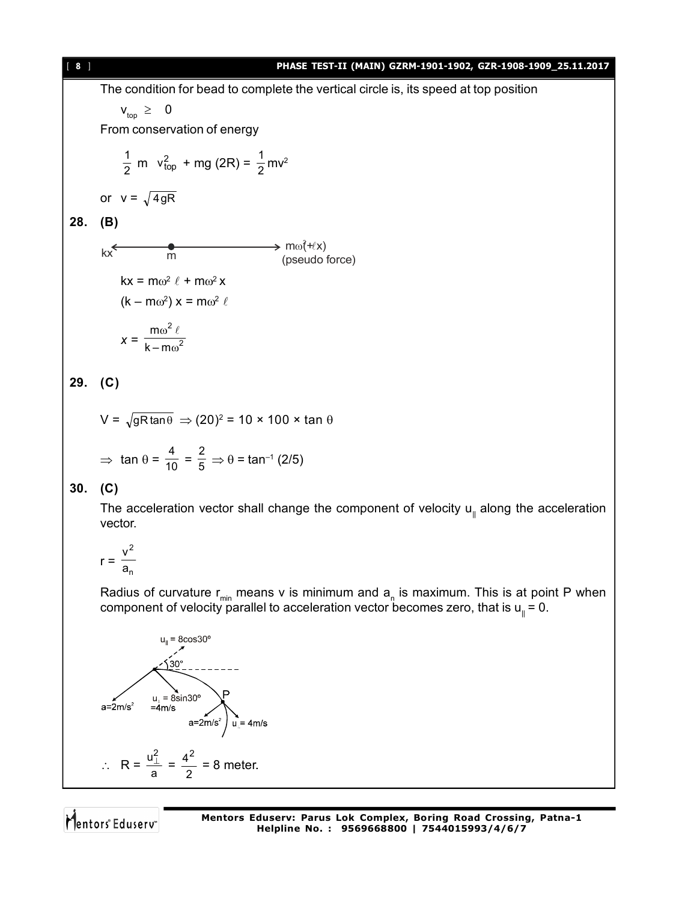The condition for bead to complete the vertical circle is, its speed at top position

$$v_{top} \geq 0$$

From conservation of energy

$$\frac{1}{2} m v_{top}^2 + mg(2R) = \frac{1}{2} mv^2$$

or $v = \sqrt{4gR}$

**28. (B)**

kx ← m → $m\omega^2(\ell + x)$ (pseudo force)

$$kx = m\omega^2 \ell + m\omega^2 x$$

$$(k - m\omega^2) x = m\omega^2 \ell$$

$$x = \frac{m\omega^2 \ell}{k - m\omega^2}$$

**29. (C)**

$$V = \sqrt{gR\tan\theta} \Rightarrow (20)^2 = 10 \times 100 \times \tan\theta$$

$$\Rightarrow \tan\theta = \frac{4}{10} = \frac{2}{5} \Rightarrow \theta = \tan^{-1}(2/5)$$

**30. (C)**

The acceleration vector shall change the component of velocity $u_{\parallel}$ along the acceleration vector.

$$r = \frac{v^2}{a_n}$$

Radius of curvature $r_{min}$ means v is minimum and $a_n$ is maximum. This is at point P when component of velocity parallel to acceleration vector becomes zero, that is $u_{\parallel} = 0$.

$u_{\parallel} = 8\cos30°$, 30°, $a = 2 m/s^2$, $u_{\perp} = 8\sin30° = 4 m/s$, P, $a = 2 m/s^2$, $u_{\perp} = 4 m/s$

$$\therefore R = \frac{u_{\perp}^2}{a} = \frac{4^2}{2} = 8 \text{ meter.}$$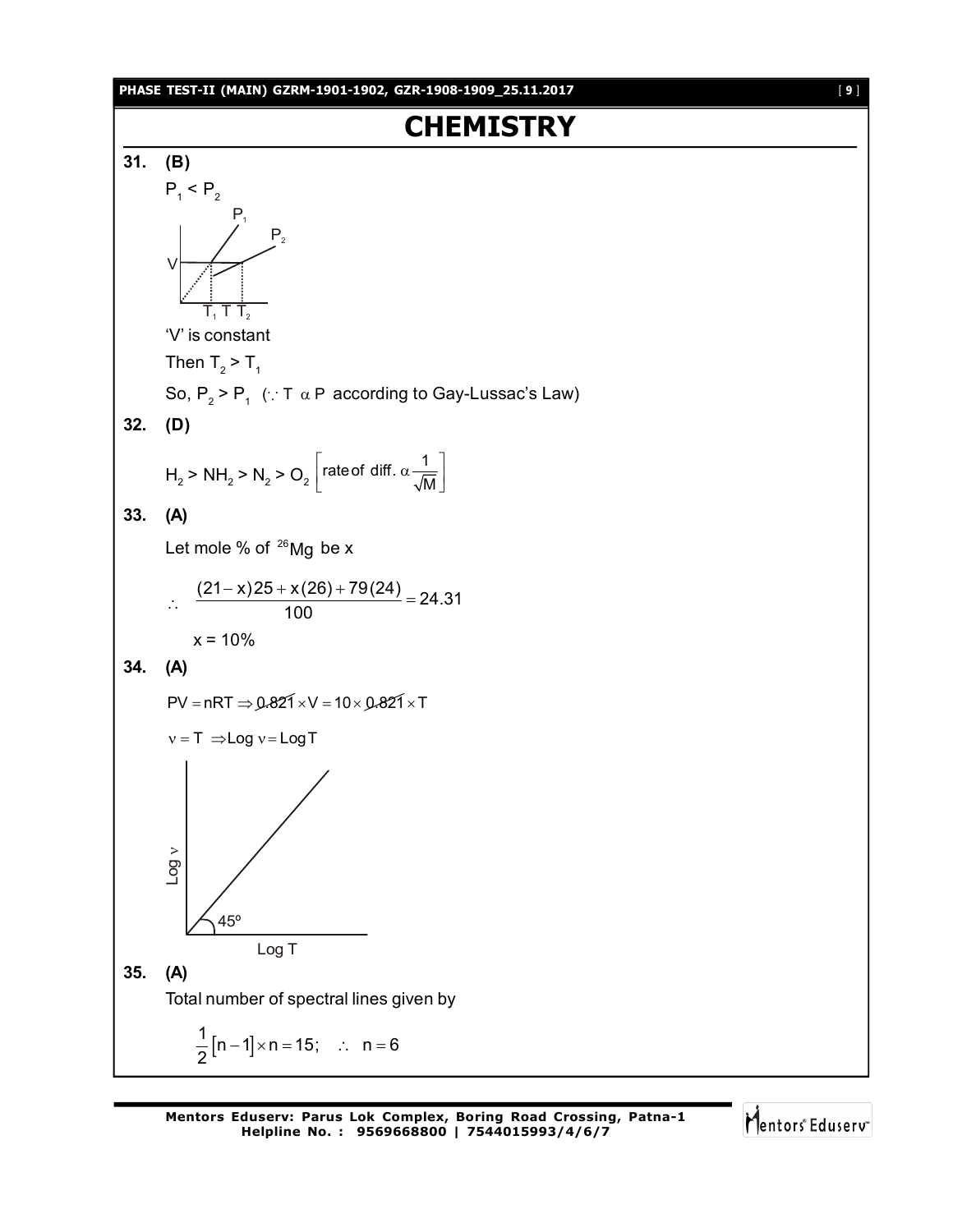# CHEMISTRY

**31. (B)**

$P_1 < P_2$

'V' is constant

Then $T_2 > T_1$

So, $P_2 > P_1$ ($\because T \propto P$ according to Gay-Lussac's Law)

**32. (D)**

$H_2 > NH_2 > N_2 > O_2$ $\left[\text{rate of diff.} \propto \frac{1}{\sqrt{M}}\right]$

**33. (A)**

Let mole % of $^{26}Mg$ be x

$$\therefore \quad \frac{(21-x)25 + x(26) + 79(24)}{100} = 24.31$$

x = 10%

**34. (A)**

$PV = nRT \Rightarrow 0.821 \times V = 10 \times 0.821 \times T$

$\nu = T \Rightarrow \text{Log } \nu = \text{Log} T$

**35. (A)**

Total number of spectral lines given by

$$\frac{1}{2}[n-1] \times n = 15; \quad \therefore \quad n = 6$$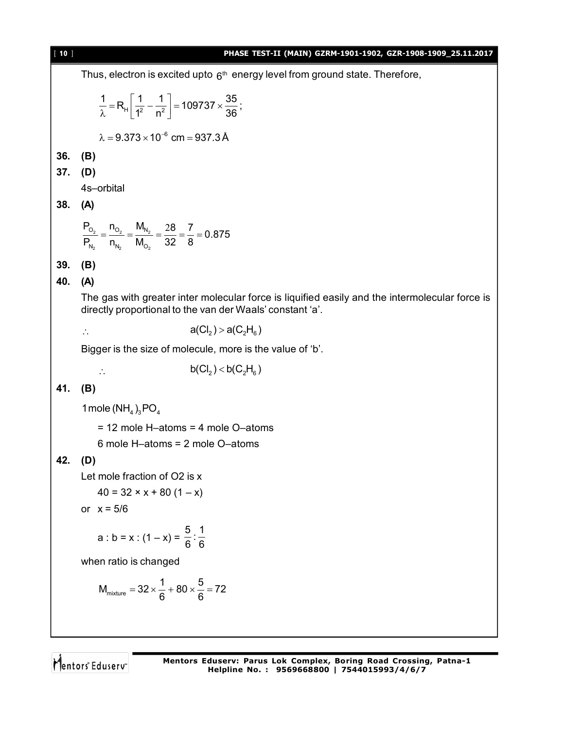Thus, electron is excited upto $6^{th}$ energy level from ground state. Therefore,

$$\frac{1}{\lambda} = R_H\left[\frac{1}{1^2} - \frac{1}{n^2}\right] = 109737 \times \frac{35}{36};$$

$$\lambda = 9.373 \times 10^{-6}\ \text{cm} = 937.3\ \text{Å}$$

**36. (B)**

**37. (D)**

4s–orbital

**38. (A)**

$$\frac{P_{O_2}}{P_{N_2}} = \frac{n_{O_2}}{n_{N_2}} = \frac{M_{N_2}}{M_{O_2}} = \frac{28}{32} = \frac{7}{8} = 0.875$$

**39. (B)**

**40. (A)**

The gas with greater inter molecular force is liquified easily and the intermolecular force is directly proportional to the van der Waals' constant 'a'.

$$\therefore \qquad a(Cl_2) > a(C_2H_6)$$

Bigger is the size of molecule, more is the value of 'b'.

$$\therefore \qquad b(Cl_2) < b(C_2H_6)$$

**41. (B)**

1 mole $(NH_4)_3PO_4$

= 12 mole H–atoms = 4 mole O–atoms

6 mole H–atoms = 2 mole O–atoms

**42. (D)**

Let mole fraction of O2 is x

40 = 32 × x + 80 (1 – x)

or x = 5/6

a : b = x : (1 – x) = $\frac{5}{6} : \frac{1}{6}$

when ratio is changed

$$M_{mixture} = 32 \times \frac{1}{6} + 80 \times \frac{5}{6} = 72$$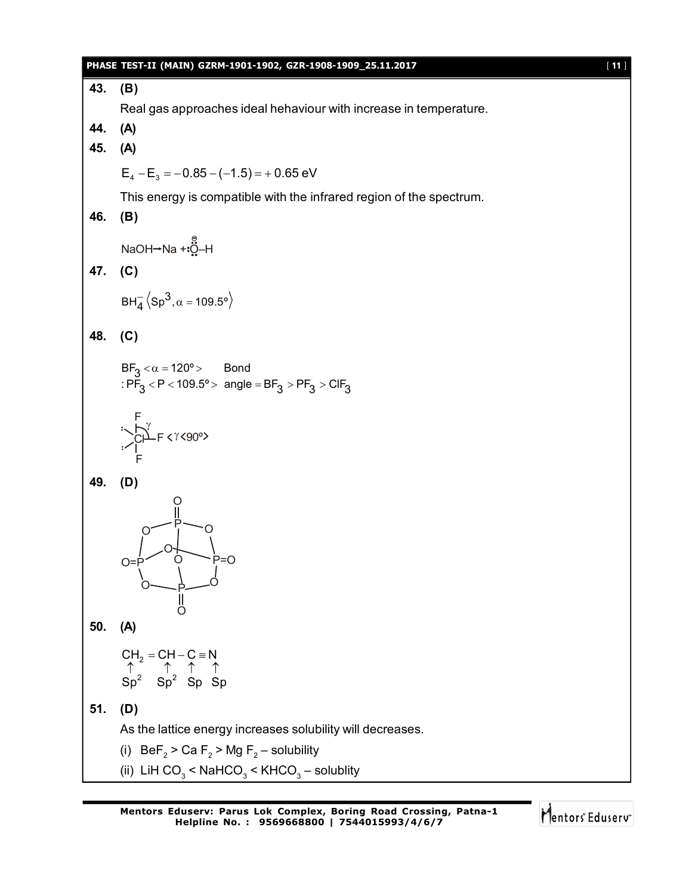**43. (B)**

Real gas approaches ideal behaviour with increase in temperature.

**44. (A)**

**45. (A)**

$E_4 - E_3 = -0.85 - (-1.5) = +0.65$ eV

This energy is compatible with the infrared region of the spectrum.

**46. (B)**

$NaOH \rightarrow Na + :\ddot{O}^{\ominus}-H$

**47. (C)**

$BH_4^- \langle Sp^3, \alpha = 109.5^o \rangle$

**48. (C)**

$BF_3 < \alpha = 120^o >$ Bond

$: PF_3 < P < 109.5^o >$ angle $= BF_3 > PF_3 > ClF_3$

$ClF_3 < \gamma < 90^o >$

**49. (D)**

**50. (A)**

$$\underset{Sp^2}{CH_2} = \underset{Sp^2}{CH} - \underset{Sp}{C} \equiv \underset{Sp}{N}$$

**51. (D)**

As the lattice energy increases solubility will decreases.

(i) $BeF_2 > CaF_2 > MgF_2$ – solubility

(ii) $LiHCO_3 < NaHCO_3 < KHCO_3$ – solublity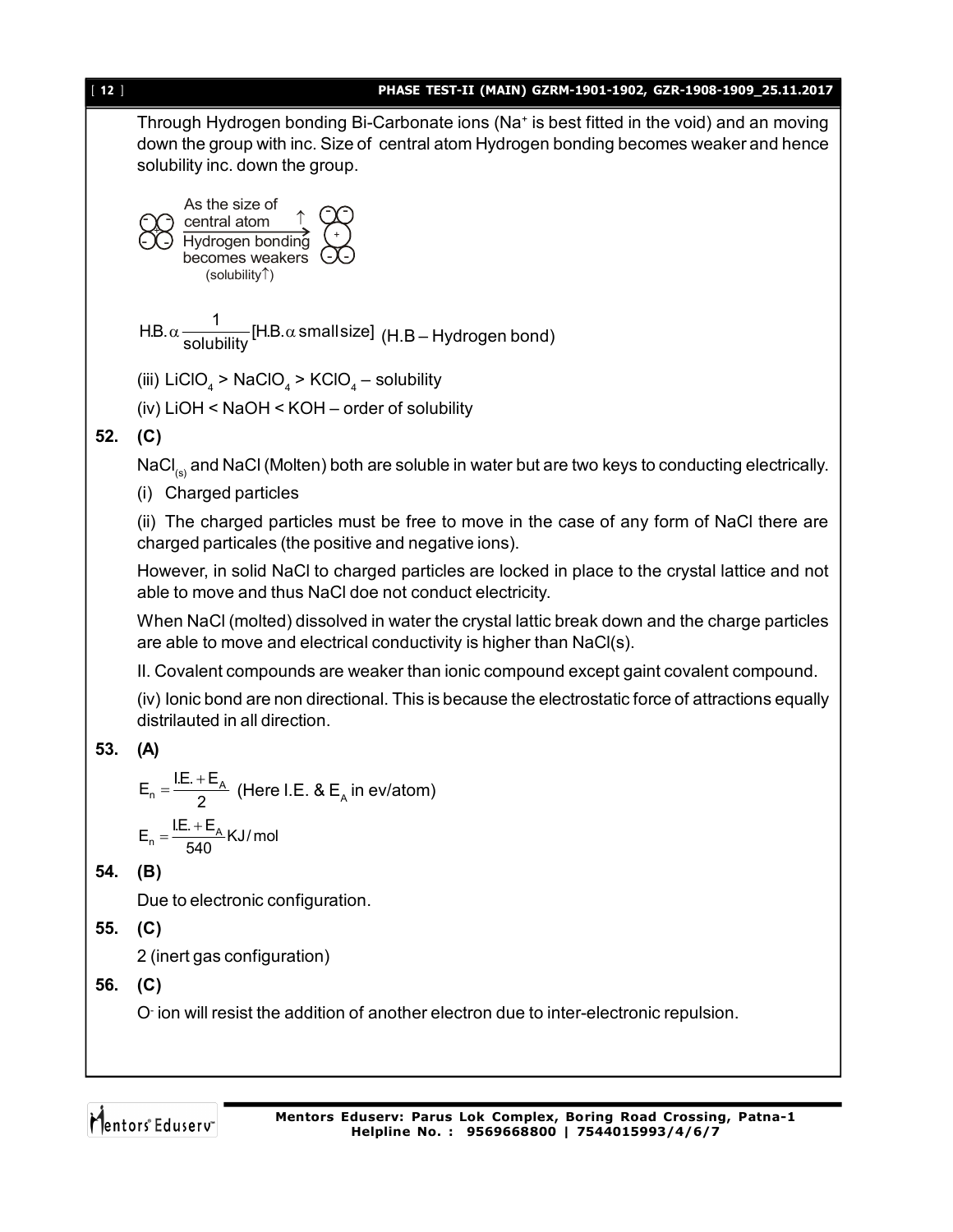Through Hydrogen bonding Bi-Carbonate ions ($Na^+$ is best fitted in the void) and an moving down the group with inc. Size of central atom Hydrogen bonding becomes weaker and hence solubility inc. down the group.

As the size of central atom ↑ Hydrogen bonding becomes weakers (solubility↑)

$$H.B. \alpha \frac{1}{solubility} [H.B. \alpha \text{ small size}]$$ (H.B – Hydrogen bond)

(iii) $LiClO_4 > NaClO_4 > KClO_4$ – solubility

(iv) $LiOH < NaOH < KOH$ – order of solubility

**52. (C)**

$NaCl_{(s)}$ and NaCl (Molten) both are soluble in water but are two keys to conducting electrically.

(i) Charged particles

(ii) The charged particles must be free to move in the case of any form of NaCl there are charged particales (the positive and negative ions).

However, in solid NaCl to charged particles are locked in place to the crystal lattice and not able to move and thus NaCl doe not conduct electricity.

When NaCl (molted) dissolved in water the crystal lattic break down and the charge particles are able to move and electrical conductivity is higher than NaCl(s).

II. Covalent compounds are weaker than ionic compound except gaint covalent compound.

(iv) Ionic bond are non directional. This is because the electrostatic force of attractions equally distrilauted in all direction.

**53. (A)**

$$E_n = \frac{I.E. + E_A}{2}$$ (Here I.E. & $E_A$ in ev/atom)

$$E_n = \frac{I.E. + E_A}{540} KJ/mol$$

**54. (B)**

Due to electronic configuration.

**55. (C)**

2 (inert gas configuration)

**56. (C)**

$O^-$ ion will resist the addition of another electron due to inter-electronic repulsion.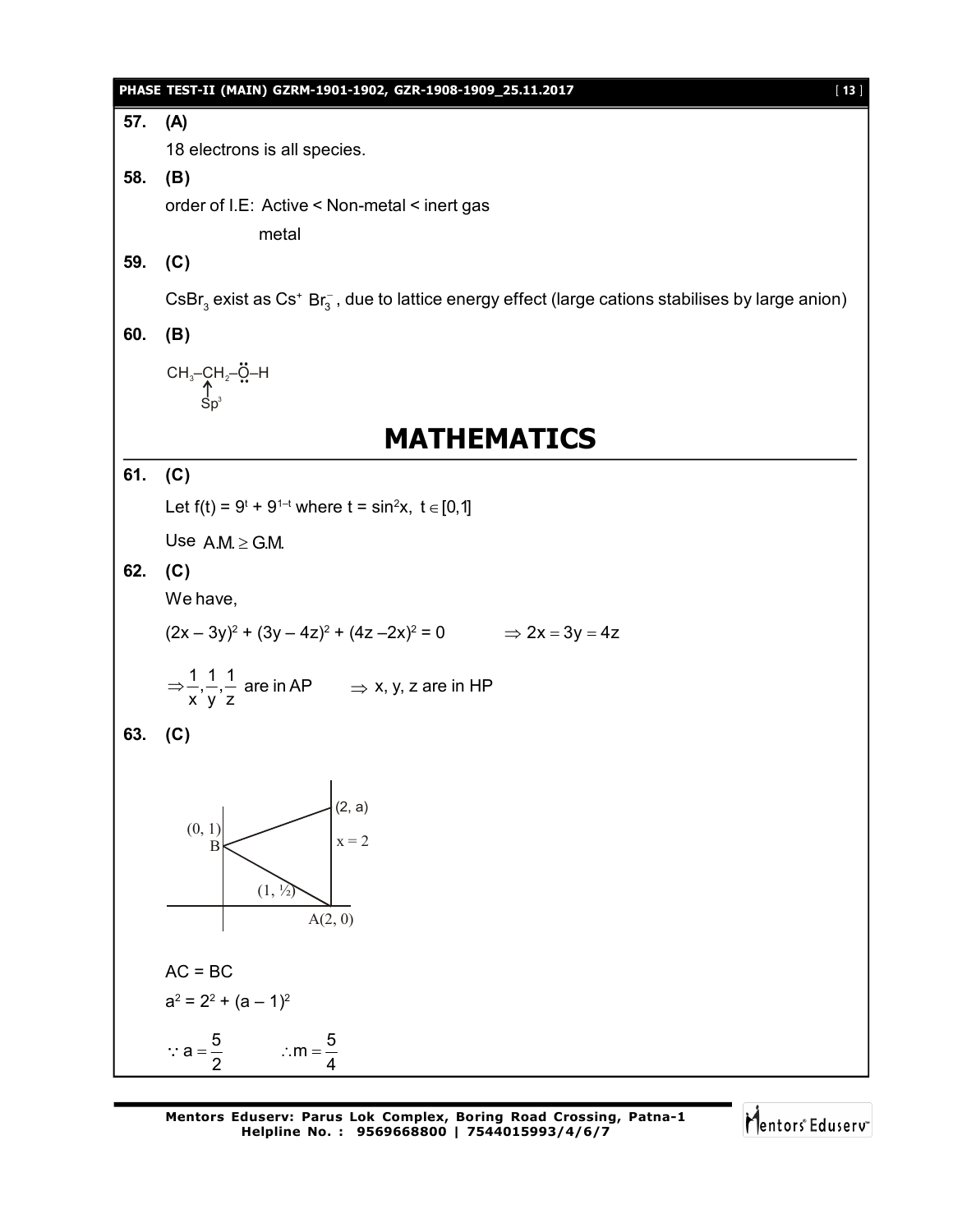**57. (A)**

18 electrons is all species.

**58. (B)**

order of I.E: Active < Non-metal < inert gas
metal

**59. (C)**

$CsBr_3$ exist as $Cs^+ Br_3^-$, due to lattice energy effect (large cations stabilises by large anion)

**60. (B)**

$CH_3–CH_2–\ddot{O}–H$
($CH_2$ carbon: $Sp^3$)

# MATHEMATICS

**61. (C)**

Let $f(t) = 9^t + 9^{1-t}$ where $t = \sin^2 x$, $t \in [0,1]$

Use $A.M. \geq G.M.$

**62. (C)**

We have,

$(2x – 3y)^2 + (3y – 4z)^2 + (4z –2x)^2 = 0 \qquad \Rightarrow 2x = 3y = 4z$

$\Rightarrow \frac{1}{x}, \frac{1}{y}, \frac{1}{z}$ are in AP $\qquad \Rightarrow$ x, y, z are in HP

**63. (C)**

(Figure: B(0, 1), (1, ½), A(2, 0), (2, a), x = 2)

AC = BC

$a^2 = 2^2 + (a – 1)^2$

$\because a = \frac{5}{2} \qquad \therefore m = \frac{5}{4}$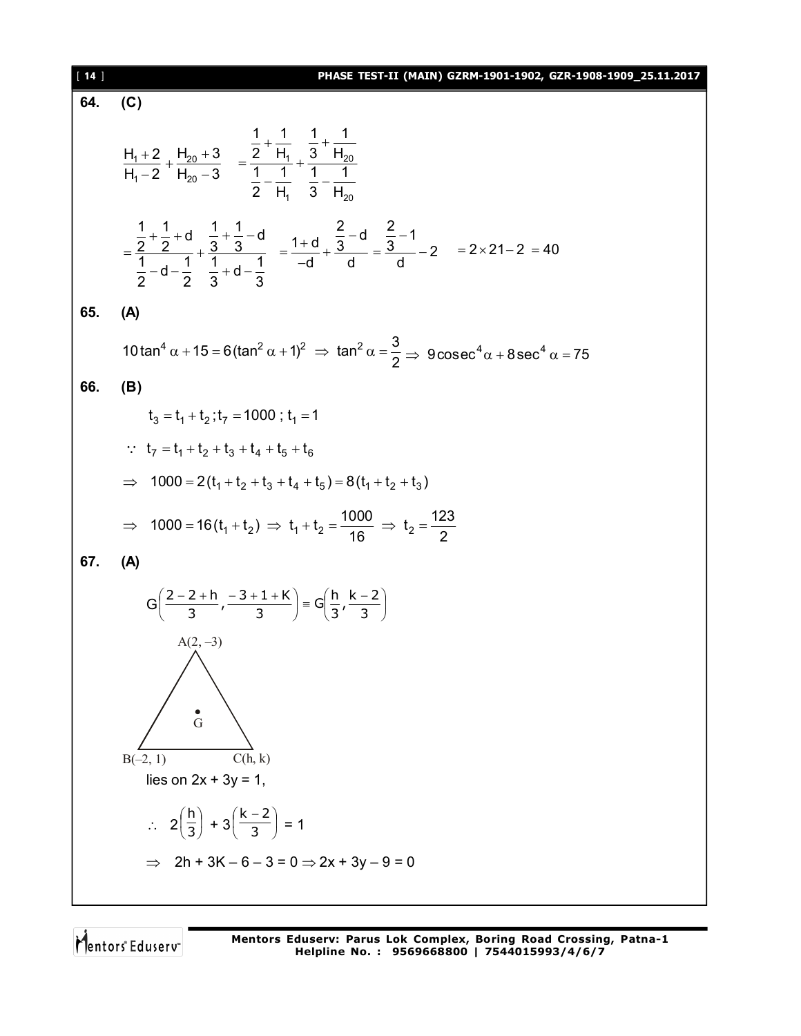**64.** **(C)**

$$\frac{H_1+2}{H_1-2}+\frac{H_{20}+3}{H_{20}-3} = \frac{\frac{1}{2}+\frac{1}{H_1}}{\frac{1}{2}-\frac{1}{H_1}}+\frac{\frac{1}{3}+\frac{1}{H_{20}}}{\frac{1}{3}-\frac{1}{H_{20}}}$$

$$=\frac{\frac{1}{2}+\frac{1}{2}+d}{\frac{1}{2}-d-\frac{1}{2}}+\frac{\frac{1}{3}+\frac{1}{3}-d}{\frac{1}{3}+d-\frac{1}{3}} = \frac{1+d}{-d}+\frac{\frac{2}{3}-d}{d}=\frac{\frac{2}{3}-1}{d}-2 \quad = 2\times 21-2 = 40$$

**65.** **(A)**

$$10\tan^4\alpha+15=6(\tan^2\alpha+1)^2 \Rightarrow \tan^2\alpha=\frac{3}{2}\Rightarrow 9\operatorname{cosec}^4\alpha+8\sec^4\alpha=75$$

**66.** **(B)**

$t_3=t_1+t_2\,; t_7=1000\,;\ t_1=1$

$\because\ t_7=t_1+t_2+t_3+t_4+t_5+t_6$

$\Rightarrow\ 1000=2(t_1+t_2+t_3+t_4+t_5)=8(t_1+t_2+t_3)$

$\Rightarrow\ 1000=16(t_1+t_2)\ \Rightarrow\ t_1+t_2=\frac{1000}{16}\ \Rightarrow\ t_2=\frac{123}{2}$

**67.** **(A)**

$$G\left(\frac{2-2+h}{3},\frac{-3+1+K}{3}\right)\equiv G\left(\frac{h}{3},\frac{k-2}{3}\right)$$

A(2, –3)

G

B(–2, 1) C(h, k)

lies on $2x + 3y = 1$,

$\therefore\ 2\left(\frac{h}{3}\right)+3\left(\frac{k-2}{3}\right)=1$

$\Rightarrow\ 2h+3K-6-3=0\Rightarrow 2x+3y-9=0$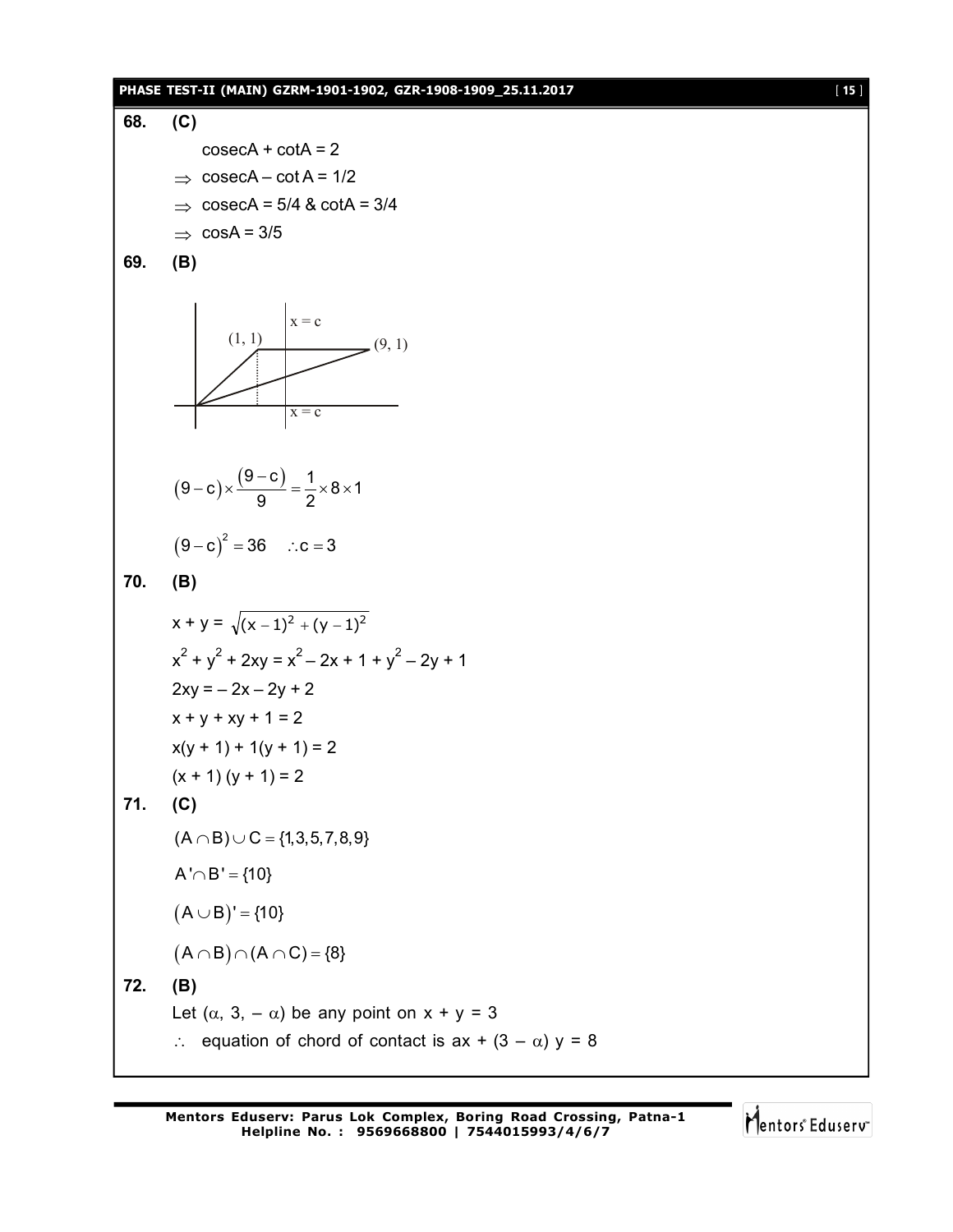**68. (C)**

$\text{cosec}A + \cot A = 2$

$\Rightarrow \text{cosec}A - \cot A = 1/2$

$\Rightarrow \text{cosec}A = 5/4$ & $\cot A = 3/4$

$\Rightarrow \cos A = 3/5$

**69. (B)**

$$(9-c)\times\frac{(9-c)}{9} = \frac{1}{2}\times 8\times 1$$

$$(9-c)^2 = 36 \quad \therefore c = 3$$

**70. (B)**

$x + y = \sqrt{(x-1)^2 + (y-1)^2}$

$x^2 + y^2 + 2xy = x^2 - 2x + 1 + y^2 - 2y + 1$

$2xy = -2x - 2y + 2$

$x + y + xy + 1 = 2$

$x(y + 1) + 1(y + 1) = 2$

$(x + 1)(y + 1) = 2$

**71. (C)**

$(A \cap B) \cup C = \{1, 3, 5, 7, 8, 9\}$

$A' \cap B' = \{10\}$

$(A \cup B)' = \{10\}$

$(A \cap B) \cap (A \cap C) = \{8\}$

**72. (B)**

Let $(\alpha, 3, -\alpha)$ be any point on $x + y = 3$

$\therefore$ equation of chord of contact is $ax + (3 - \alpha)y = 8$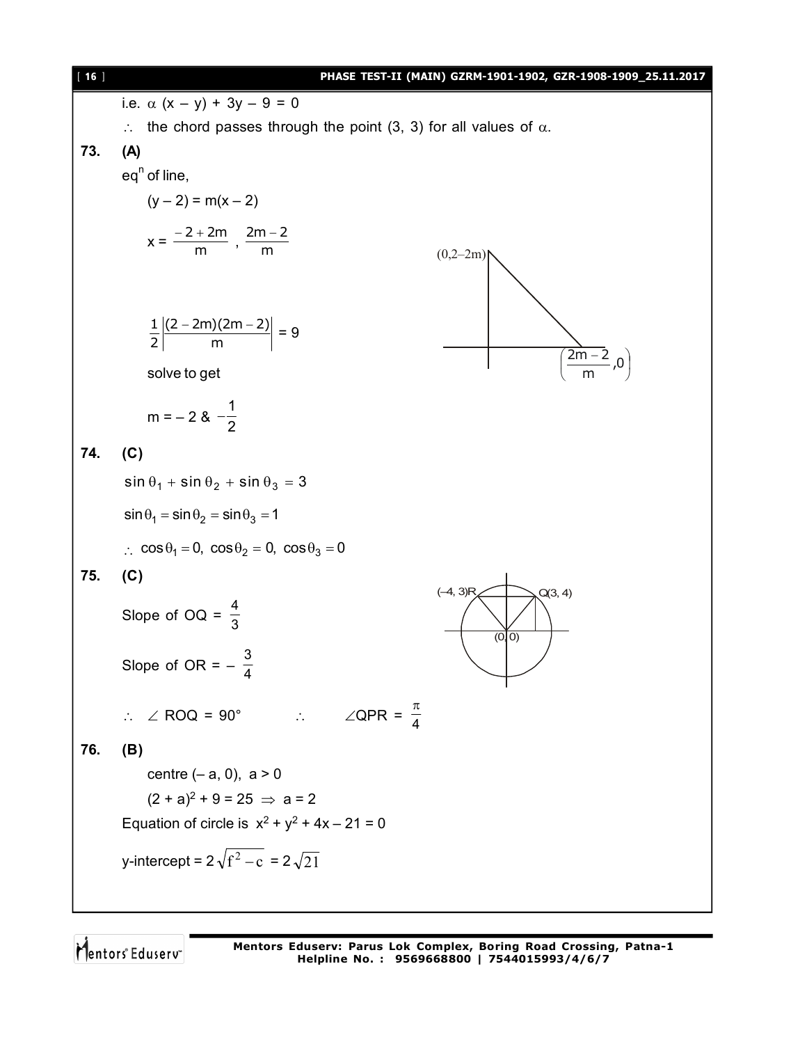i.e. $\alpha$ (x – y) + 3y – 9 = 0

$\therefore$ the chord passes through the point (3, 3) for all values of $\alpha$.

**73. (A)**

eq$^n$ of line,

$(y - 2) = m(x - 2)$

$x = \dfrac{-2+2m}{m}$ , $\dfrac{2m-2}{m}$

(0,2–2m)

$\left(\dfrac{2m-2}{m}, 0\right)$

$\dfrac{1}{2}\left|\dfrac{(2-2m)(2m-2)}{m}\right| = 9$

solve to get

$m = -2$ & $-\dfrac{1}{2}$

**74. (C)**

$\sin\theta_1 + \sin\theta_2 + \sin\theta_3 = 3$

$\sin\theta_1 = \sin\theta_2 = \sin\theta_3 = 1$

$\therefore \cos\theta_1 = 0,\ \cos\theta_2 = 0,\ \cos\theta_3 = 0$

**75. (C)**

(–4, 3)R, Q(3, 4), (0, 0)

Slope of OQ = $\dfrac{4}{3}$

Slope of OR = $-\dfrac{3}{4}$

$\therefore\ \angle$ ROQ = 90° $\quad\quad \therefore \quad \angle QPR = \dfrac{\pi}{4}$

**76. (B)**

centre (– a, 0), a > 0

$(2 + a)^2 + 9 = 25 \Rightarrow a = 2$

Equation of circle is $x^2 + y^2 + 4x - 21 = 0$

y-intercept = $2\sqrt{f^2 - c} = 2\sqrt{21}$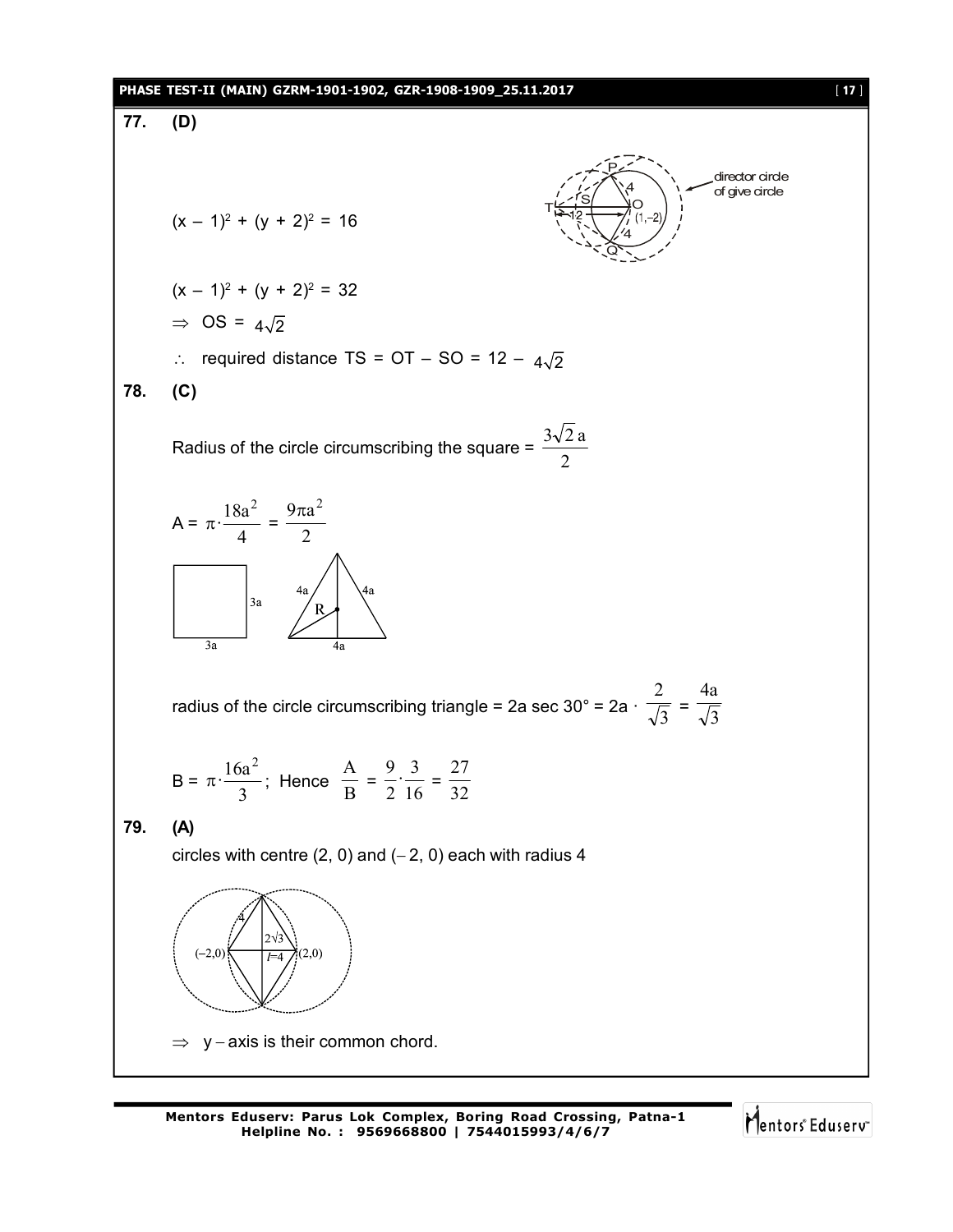**77. (D)**

$(x - 1)^2 + (y + 2)^2 = 16$

$(x - 1)^2 + (y + 2)^2 = 32$

$\Rightarrow$ OS = $4\sqrt{2}$

$\therefore$ required distance TS = OT – SO = 12 – $4\sqrt{2}$

**78. (C)**

Radius of the circle circumscribing the square = $\dfrac{3\sqrt{2}\,a}{2}$

$A = \pi \cdot \dfrac{18a^2}{4} = \dfrac{9\pi a^2}{2}$

radius of the circle circumscribing triangle = 2a sec 30° = 2a · $\dfrac{2}{\sqrt{3}} = \dfrac{4a}{\sqrt{3}}$

$B = \pi \cdot \dfrac{16a^2}{3}$; Hence $\dfrac{A}{B} = \dfrac{9}{2} \cdot \dfrac{3}{16} = \dfrac{27}{32}$

**79. (A)**

circles with centre (2, 0) and (– 2, 0) each with radius 4

$\Rightarrow$ y – axis is their common chord.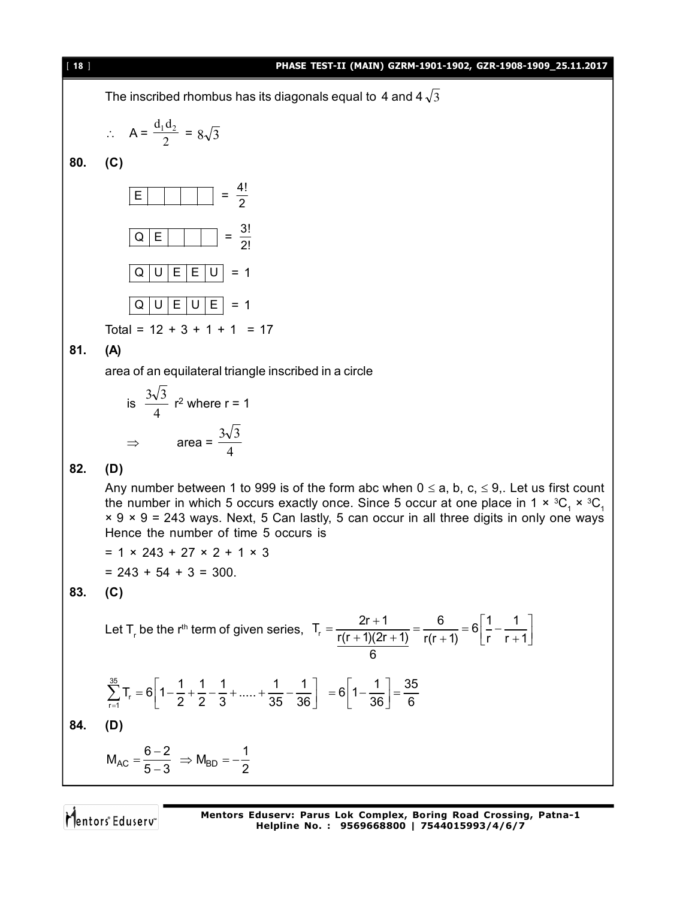The inscribed rhombus has its diagonals equal to 4 and $4\sqrt{3}$

$\therefore \quad A = \frac{d_1 d_2}{2} = 8\sqrt{3}$

**80. (C)**

| E | | | | |
|---|---|---|---|---|

$= \frac{4!}{2}$

| Q | E | | | |
|---|---|---|---|---|

$= \frac{3!}{2!}$

| Q | U | E | E | U |
|---|---|---|---|---|

$= 1$

| Q | U | E | U | E |
|---|---|---|---|---|

$= 1$

Total = 12 + 3 + 1 + 1 = 17

**81. (A)**

area of an equilateral triangle inscribed in a circle

is $\frac{3\sqrt{3}}{4}$ $r^2$ where r = 1

$\Rightarrow \quad$ area $= \frac{3\sqrt{3}}{4}$

**82. (D)**

Any number between 1 to 999 is of the form abc when $0 \le a, b, c, \le 9$,. Let us first count the number in which 5 occurs exactly once. Since 5 occur at one place in $1 \times {}^3C_1 \times {}^3C_1 \times 9 \times 9 = 243$ ways. Next, 5 Can lastly, 5 can occur in all three digits in only one ways Hence the number of time 5 occurs is

= 1 × 243 + 27 × 2 + 1 × 3

= 243 + 54 + 3 = 300.

**83. (C)**

Let $T_r$ be the $r^{th}$ term of given series, $T_r = \dfrac{2r+1}{\dfrac{r(r+1)(2r+1)}{6}} = \dfrac{6}{r(r+1)} = 6\left[\dfrac{1}{r} - \dfrac{1}{r+1}\right]$

$$\sum_{r=1}^{35} T_r = 6\left[1 - \frac{1}{2} + \frac{1}{2} - \frac{1}{3} + ..... + \frac{1}{35} - \frac{1}{36}\right] = 6\left[1 - \frac{1}{36}\right] = \frac{35}{6}$$

**84. (D)**

$M_{AC} = \frac{6-2}{5-3} \Rightarrow M_{BD} = -\frac{1}{2}$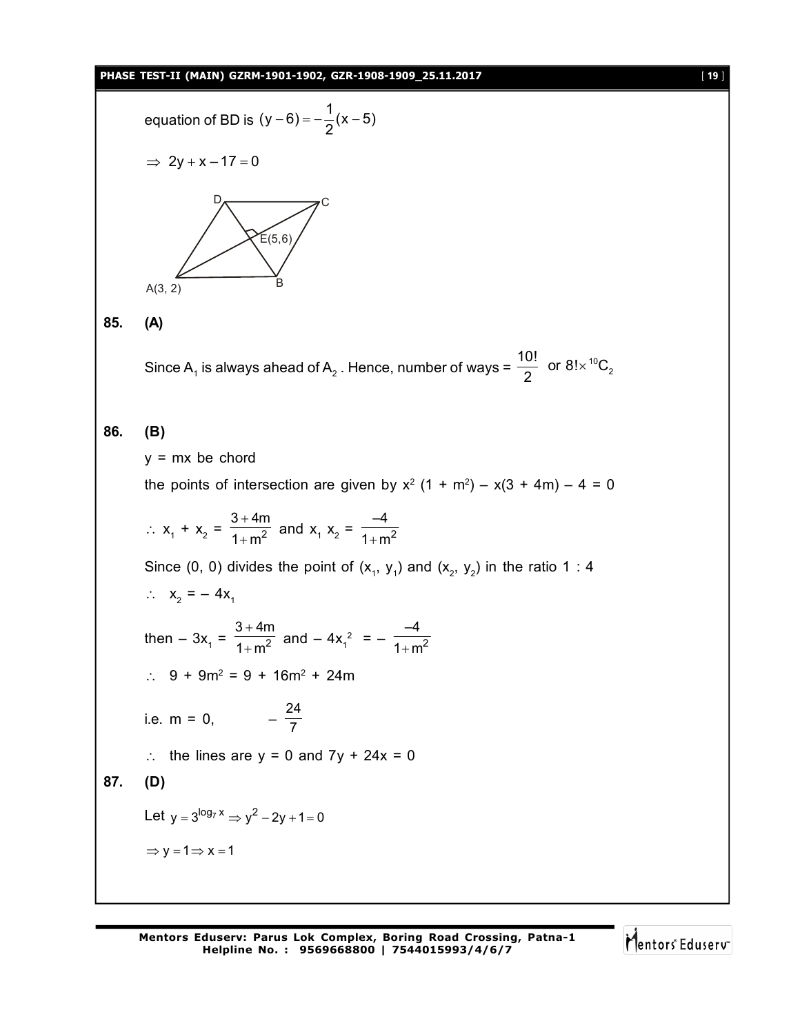equation of BD is $(y-6) = -\frac{1}{2}(x-5)$

$\Rightarrow 2y + x - 17 = 0$

**85. (A)**

Since $A_1$ is always ahead of $A_2$ . Hence, number of ways = $\frac{10!}{2}$ or $8! \times {}^{10}C_2$

**86. (B)**

y = mx be chord

the points of intersection are given by $x^2(1 + m^2) - x(3 + 4m) - 4 = 0$

$\therefore x_1 + x_2 = \frac{3+4m}{1+m^2}$ and $x_1 x_2 = \frac{-4}{1+m^2}$

Since (0, 0) divides the point of $(x_1, y_1)$ and $(x_2, y_2)$ in the ratio 1 : 4

$\therefore \; x_2 = -4x_1$

then $-3x_1 = \frac{3+4m}{1+m^2}$ and $-4x_1^2 = -\frac{-4}{1+m^2}$

$\therefore \; 9 + 9m^2 = 9 + 16m^2 + 24m$

i.e. m = 0, $\quad -\frac{24}{7}$

$\therefore$ the lines are y = 0 and 7y + 24x = 0

**87. (D)**

Let $y = 3^{\log_7 x} \Rightarrow y^2 - 2y + 1 = 0$

$\Rightarrow y = 1 \Rightarrow x = 1$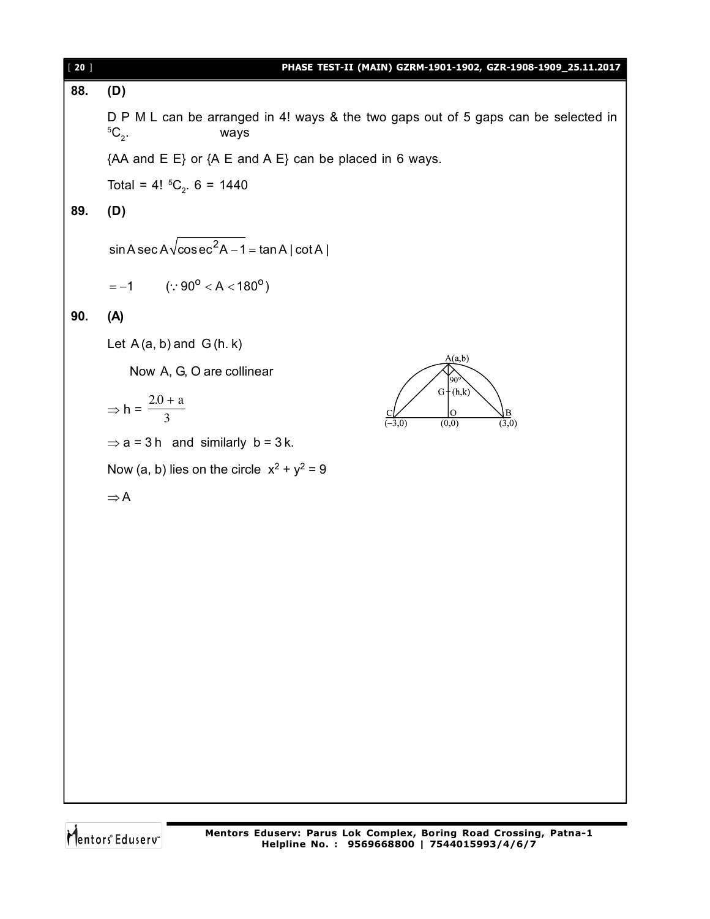**88. (D)**

D P M L can be arranged in 4! ways & the two gaps out of 5 gaps can be selected in $^5C_2$. ways

{AA and E E} or {A E and A E} can be placed in 6 ways.

Total = 4! $^5C_2$. 6 = 1440

**89. (D)**

$$\sin A \sec A \sqrt{\operatorname{cosec}^2 A - 1} = \tan A \,|\cot A|$$

$$= -1 \qquad (\because 90^o < A < 180^o)$$

**90. (A)**

Let A (a, b) and G (h. k)

Now A, G, O are collinear

$\Rightarrow$ h = $\dfrac{2.0 + a}{3}$

A(a,b)
90°
G (h,k)
C (–3,0)
O (0,0)
B (3,0)

$\Rightarrow$ a = 3 h and similarly b = 3 k.

Now (a, b) lies on the circle $x^2 + y^2 = 9$

$\Rightarrow$ A